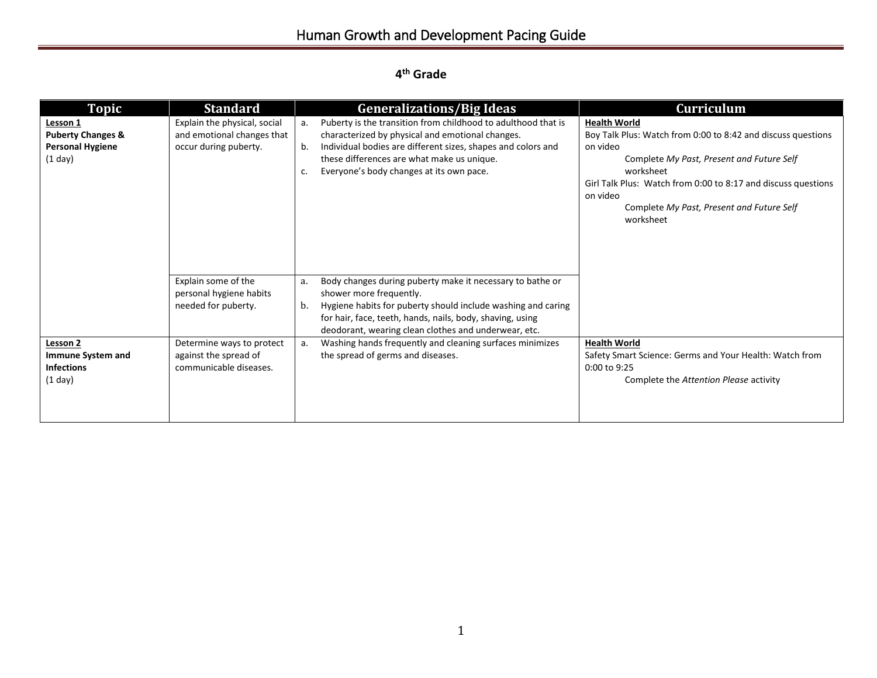# Human Growth and Development Pacing Guide

## 4th Grade

| Topic | Standard | Generalizations/Big Ideas | Curriculum |
|---|---|---|---|
| **Lesson 1**<br>**Puberty Changes & Personal Hygiene**<br>(1 day) | Explain the physical, social and emotional changes that occur during puberty. | a. Puberty is the transition from childhood to adulthood that is characterized by physical and emotional changes.<br>b. Individual bodies are different sizes, shapes and colors and these differences are what make us unique.<br>c. Everyone's body changes at its own pace. | **Health World**<br>Boy Talk Plus: Watch from 0:00 to 8:42 and discuss questions on video<br>Complete *My Past, Present and Future Self* worksheet<br>Girl Talk Plus: Watch from 0:00 to 8:17 and discuss questions on video<br>Complete *My Past, Present and Future Self* worksheet |
| | Explain some of the personal hygiene habits needed for puberty. | a. Body changes during puberty make it necessary to bathe or shower more frequently.<br>b. Hygiene habits for puberty should include washing and caring for hair, face, teeth, hands, nails, body, shaving, using deodorant, wearing clean clothes and underwear, etc. | |
| **Lesson 2**<br>**Immune System and Infections**<br>(1 day) | Determine ways to protect against the spread of communicable diseases. | a. Washing hands frequently and cleaning surfaces minimizes the spread of germs and diseases. | **Health World**<br>Safety Smart Science: Germs and Your Health: Watch from 0:00 to 9:25<br>Complete the *Attention Please* activity |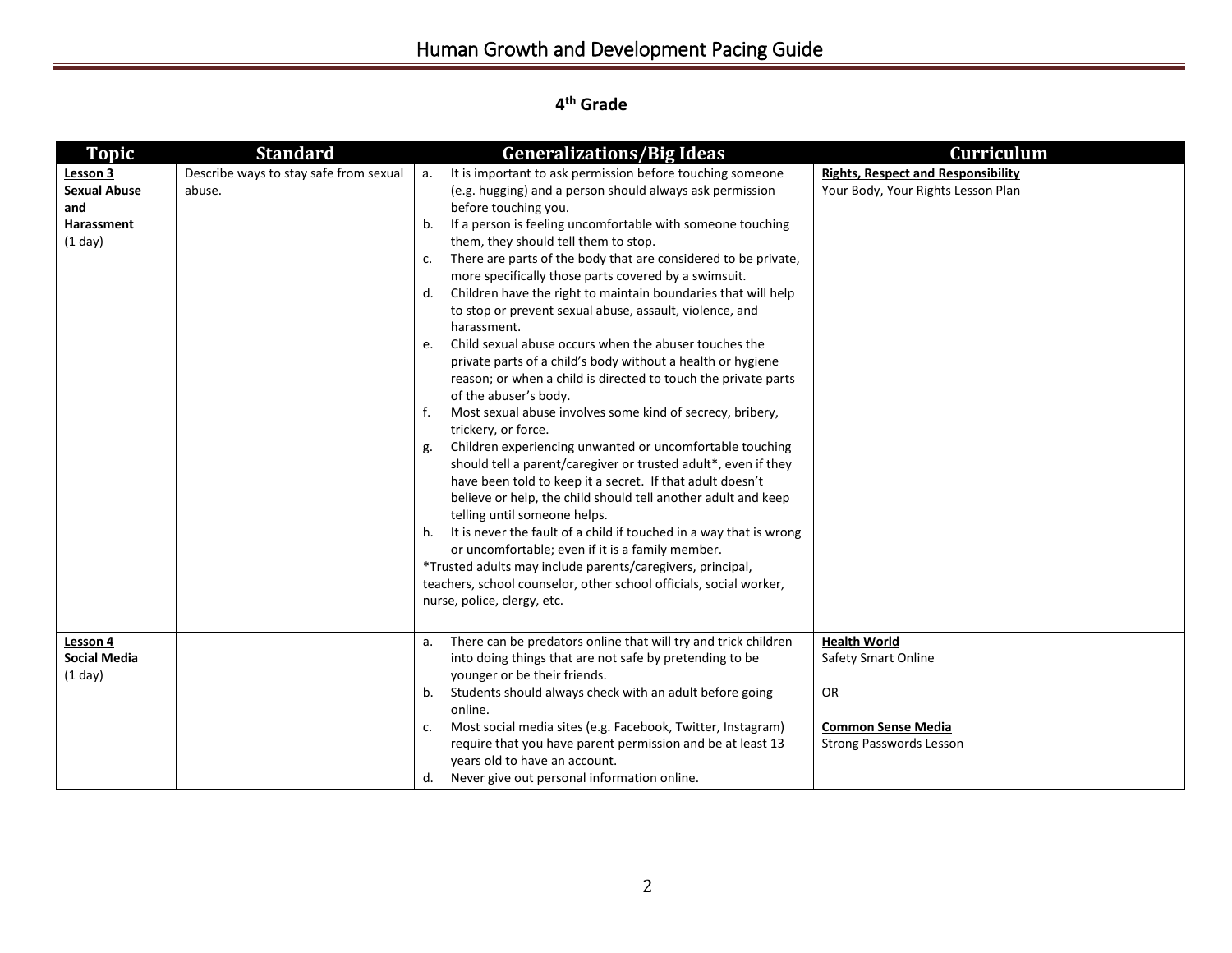# Human Growth and Development Pacing Guide

## 4th Grade

| Topic | Standard | Generalizations/Big Ideas | Curriculum |
|---|---|---|---|
| **Lesson 3**<br>**Sexual Abuse and Harassment**<br>(1 day) | Describe ways to stay safe from sexual abuse. | a. It is important to ask permission before touching someone (e.g. hugging) and a person should always ask permission before touching you.<br>b. If a person is feeling uncomfortable with someone touching them, they should tell them to stop.<br>c. There are parts of the body that are considered to be private, more specifically those parts covered by a swimsuit.<br>d. Children have the right to maintain boundaries that will help to stop or prevent sexual abuse, assault, violence, and harassment.<br>e. Child sexual abuse occurs when the abuser touches the private parts of a child's body without a health or hygiene reason; or when a child is directed to touch the private parts of the abuser's body.<br>f. Most sexual abuse involves some kind of secrecy, bribery, trickery, or force.<br>g. Children experiencing unwanted or uncomfortable touching should tell a parent/caregiver or trusted adult*, even if they have been told to keep it a secret. If that adult doesn't believe or help, the child should tell another adult and keep telling until someone helps.<br>h. It is never the fault of a child if touched in a way that is wrong or uncomfortable; even if it is a family member.<br>*Trusted adults may include parents/caregivers, principal, teachers, school counselor, other school officials, social worker, nurse, police, clergy, etc. | **Rights, Respect and Responsibility**<br>Your Body, Your Rights Lesson Plan |
| **Lesson 4**<br>**Social Media**<br>(1 day) | | a. There can be predators online that will try and trick children into doing things that are not safe by pretending to be younger or be their friends.<br>b. Students should always check with an adult before going online.<br>c. Most social media sites (e.g. Facebook, Twitter, Instagram) require that you have parent permission and be at least 13 years old to have an account.<br>d. Never give out personal information online. | **Health World**<br>Safety Smart Online<br><br>OR<br><br>**Common Sense Media**<br>Strong Passwords Lesson |